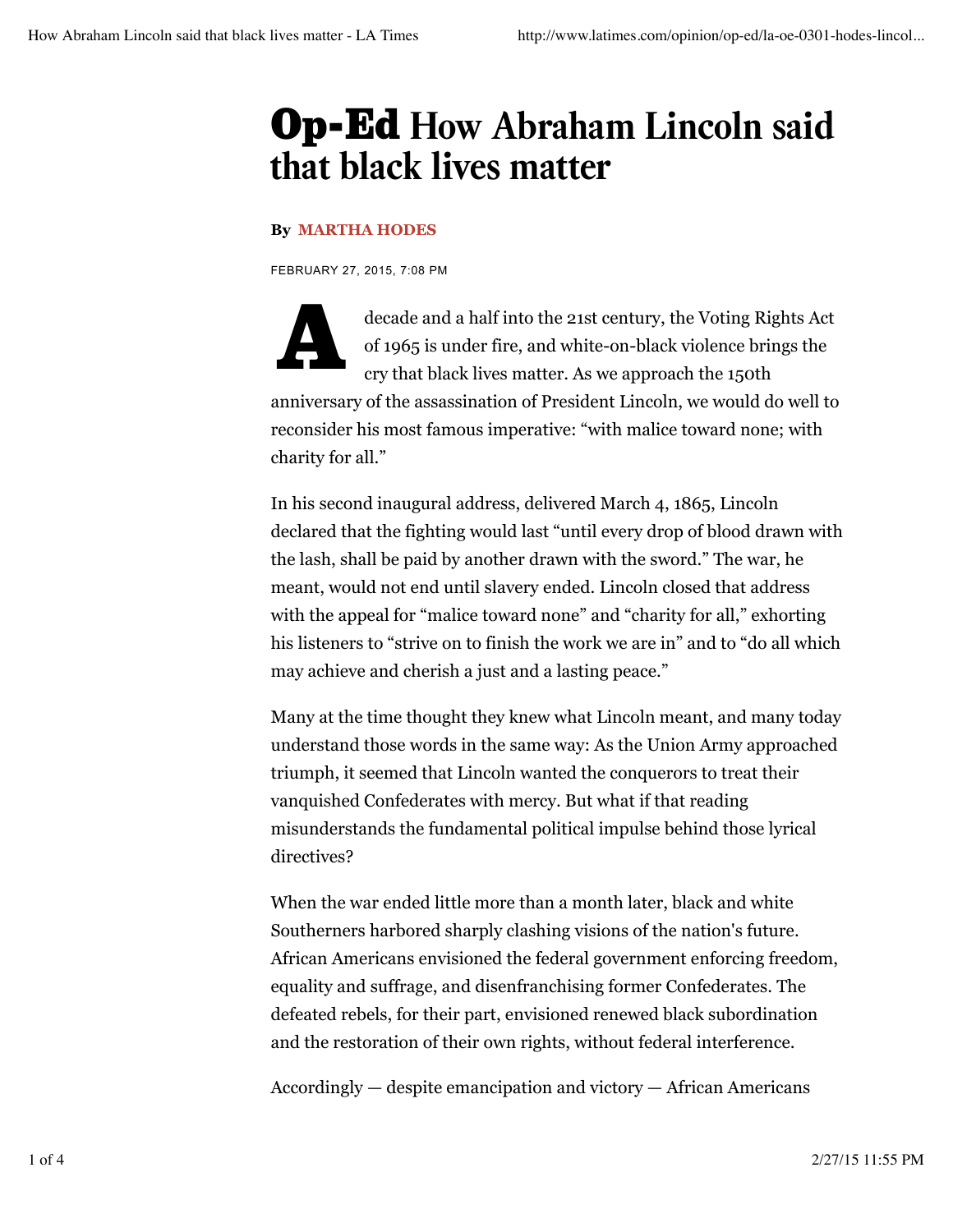# Op-Ed How Abraham Lincoln said that black lives matter

**By MARTHA HODES**

FEBRUARY 27, 2015, 7:08 PM

A decade and a half into the 21st century, the Voting Rights Act of 1965 is under fire, and white-on-black violence brings the cry that black lives matter. As we approach the 150th anniversary of the assassination of President Lincoln, we would do well to reconsider his most famous imperative: "with malice toward none; with charity for all."

In his second inaugural address, delivered March 4, 1865, Lincoln declared that the fighting would last "until every drop of blood drawn with the lash, shall be paid by another drawn with the sword." The war, he meant, would not end until slavery ended. Lincoln closed that address with the appeal for "malice toward none" and "charity for all," exhorting his listeners to "strive on to finish the work we are in" and to "do all which may achieve and cherish a just and a lasting peace."

Many at the time thought they knew what Lincoln meant, and many today understand those words in the same way: As the Union Army approached triumph, it seemed that Lincoln wanted the conquerors to treat their vanquished Confederates with mercy. But what if that reading misunderstands the fundamental political impulse behind those lyrical directives?

When the war ended little more than a month later, black and white Southerners harbored sharply clashing visions of the nation's future. African Americans envisioned the federal government enforcing freedom, equality and suffrage, and disenfranchising former Confederates. The defeated rebels, for their part, envisioned renewed black subordination and the restoration of their own rights, without federal interference.

Accordingly — despite emancipation and victory — African Americans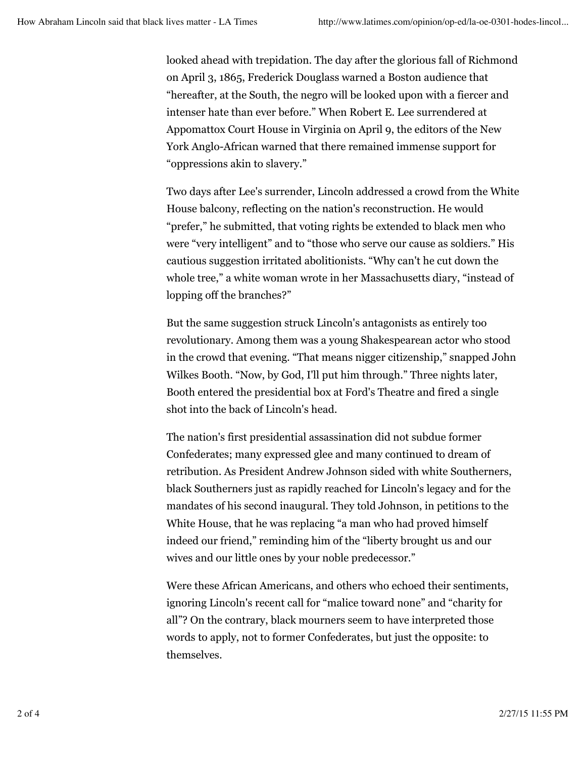looked ahead with trepidation. The day after the glorious fall of Richmond on April 3, 1865, Frederick Douglass warned a Boston audience that "hereafter, at the South, the negro will be looked upon with a fiercer and intenser hate than ever before." When Robert E. Lee surrendered at Appomattox Court House in Virginia on April 9, the editors of the New York Anglo-African warned that there remained immense support for "oppressions akin to slavery."

Two days after Lee's surrender, Lincoln addressed a crowd from the White House balcony, reflecting on the nation's reconstruction. He would "prefer," he submitted, that voting rights be extended to black men who were "very intelligent" and to "those who serve our cause as soldiers." His cautious suggestion irritated abolitionists. "Why can't he cut down the whole tree," a white woman wrote in her Massachusetts diary, "instead of lopping off the branches?"

But the same suggestion struck Lincoln's antagonists as entirely too revolutionary. Among them was a young Shakespearean actor who stood in the crowd that evening. "That means nigger citizenship," snapped John Wilkes Booth. "Now, by God, I'll put him through." Three nights later, Booth entered the presidential box at Ford's Theatre and fired a single shot into the back of Lincoln's head.

The nation's first presidential assassination did not subdue former Confederates; many expressed glee and many continued to dream of retribution. As President Andrew Johnson sided with white Southerners, black Southerners just as rapidly reached for Lincoln's legacy and for the mandates of his second inaugural. They told Johnson, in petitions to the White House, that he was replacing "a man who had proved himself indeed our friend," reminding him of the "liberty brought us and our wives and our little ones by your noble predecessor."

Were these African Americans, and others who echoed their sentiments, ignoring Lincoln's recent call for "malice toward none" and "charity for all"? On the contrary, black mourners seem to have interpreted those words to apply, not to former Confederates, but just the opposite: to themselves.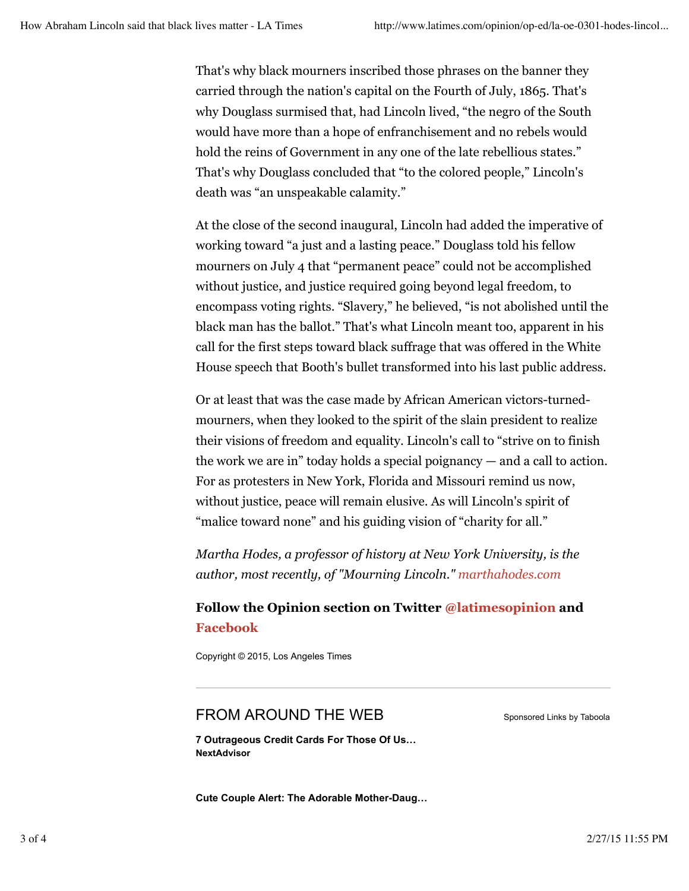That's why black mourners inscribed those phrases on the banner they carried through the nation's capital on the Fourth of July, 1865. That's why Douglass surmised that, had Lincoln lived, "the negro of the South would have more than a hope of enfranchisement and no rebels would hold the reins of Government in any one of the late rebellious states." That's why Douglass concluded that "to the colored people," Lincoln's death was "an unspeakable calamity."

At the close of the second inaugural, Lincoln had added the imperative of working toward "a just and a lasting peace." Douglass told his fellow mourners on July 4 that "permanent peace" could not be accomplished without justice, and justice required going beyond legal freedom, to encompass voting rights. "Slavery," he believed, "is not abolished until the black man has the ballot." That's what Lincoln meant too, apparent in his call for the first steps toward black suffrage that was offered in the White House speech that Booth's bullet transformed into his last public address.

Or at least that was the case made by African American victors-turned-mourners, when they looked to the spirit of the slain president to realize their visions of freedom and equality. Lincoln's call to "strive on to finish the work we are in" today holds a special poignancy — and a call to action. For as protesters in New York, Florida and Missouri remind us now, without justice, peace will remain elusive. As will Lincoln's spirit of "malice toward none" and his guiding vision of "charity for all."

*Martha Hodes, a professor of history at New York University, is the author, most recently, of "Mourning Lincoln." marthahodes.com*

**Follow the Opinion section on Twitter @latimesopinion and Facebook**

Copyright © 2015, Los Angeles Times

## FROM AROUND THE WEB

Sponsored Links by Taboola

**7 Outrageous Credit Cards For Those Of Us…**
**NextAdvisor**

**Cute Couple Alert: The Adorable Mother-Daug…**